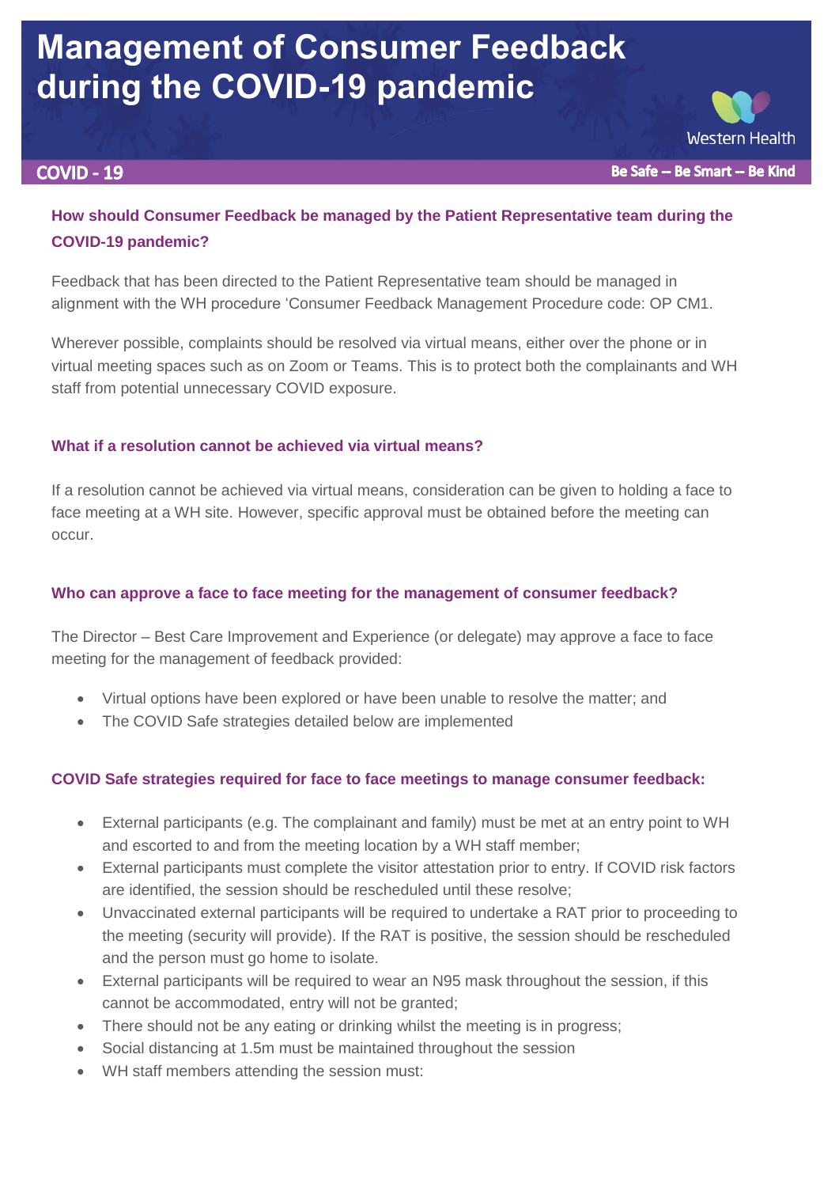# Management of Consumer Feedback during the COVID-19 pandemic

Western Health

**COVID - 19** Be Safe -- Be Smart -- Be Kind

### How should Consumer Feedback be managed by the Patient Representative team during the COVID-19 pandemic?

Feedback that has been directed to the Patient Representative team should be managed in alignment with the WH procedure 'Consumer Feedback Management Procedure code: OP CM1.

Wherever possible, complaints should be resolved via virtual means, either over the phone or in virtual meeting spaces such as on Zoom or Teams. This is to protect both the complainants and WH staff from potential unnecessary COVID exposure.

### What if a resolution cannot be achieved via virtual means?

If a resolution cannot be achieved via virtual means, consideration can be given to holding a face to face meeting at a WH site. However, specific approval must be obtained before the meeting can occur.

### Who can approve a face to face meeting for the management of consumer feedback?

The Director – Best Care Improvement and Experience (or delegate) may approve a face to face meeting for the management of feedback provided:

- Virtual options have been explored or have been unable to resolve the matter; and
- The COVID Safe strategies detailed below are implemented

### COVID Safe strategies required for face to face meetings to manage consumer feedback:

- External participants (e.g. The complainant and family) must be met at an entry point to WH and escorted to and from the meeting location by a WH staff member;
- External participants must complete the visitor attestation prior to entry. If COVID risk factors are identified, the session should be rescheduled until these resolve;
- Unvaccinated external participants will be required to undertake a RAT prior to proceeding to the meeting (security will provide). If the RAT is positive, the session should be rescheduled and the person must go home to isolate.
- External participants will be required to wear an N95 mask throughout the session, if this cannot be accommodated, entry will not be granted;
- There should not be any eating or drinking whilst the meeting is in progress;
- Social distancing at 1.5m must be maintained throughout the session
- WH staff members attending the session must: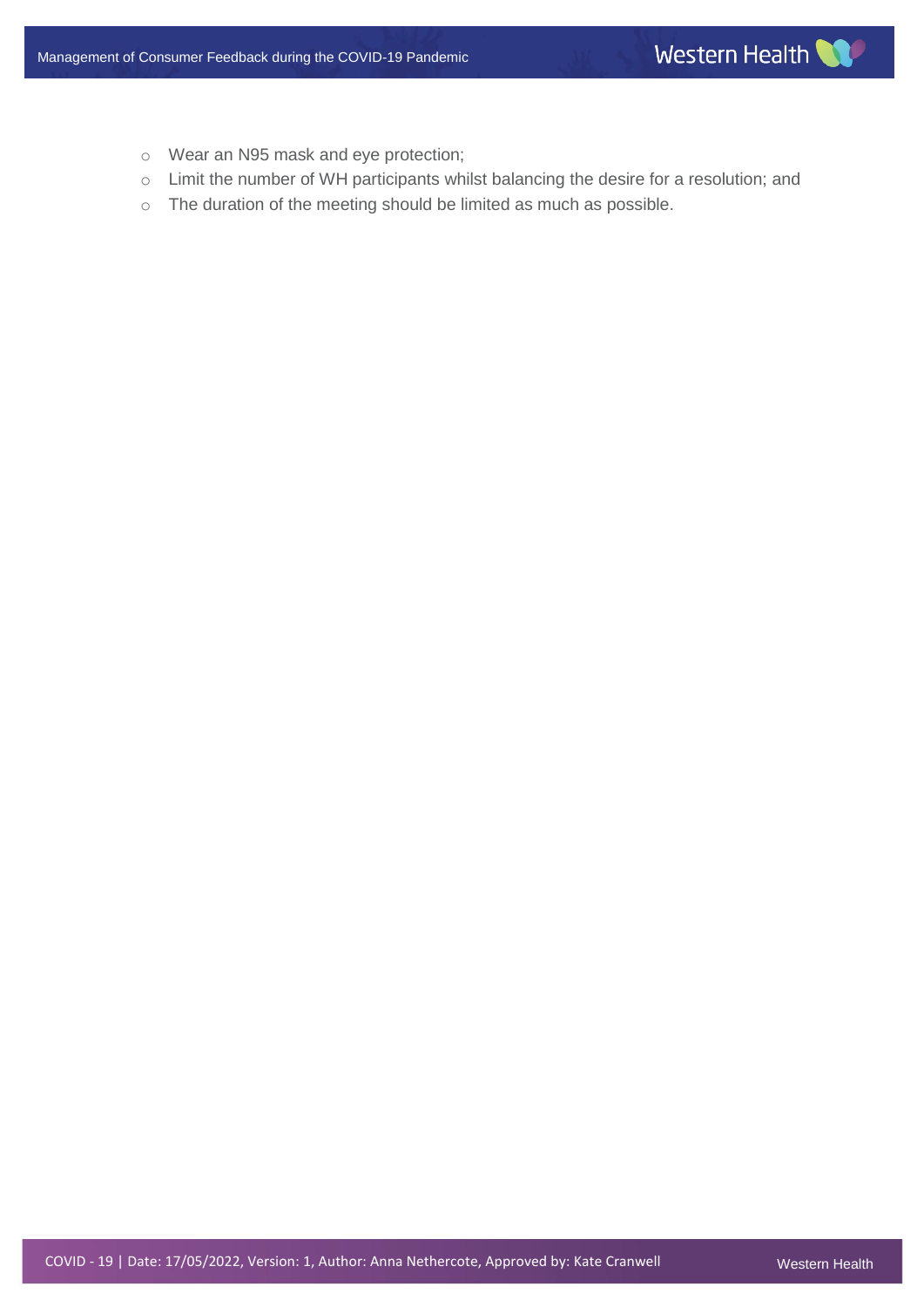- Wear an N95 mask and eye protection;
- Limit the number of WH participants whilst balancing the desire for a resolution; and
- The duration of the meeting should be limited as much as possible.